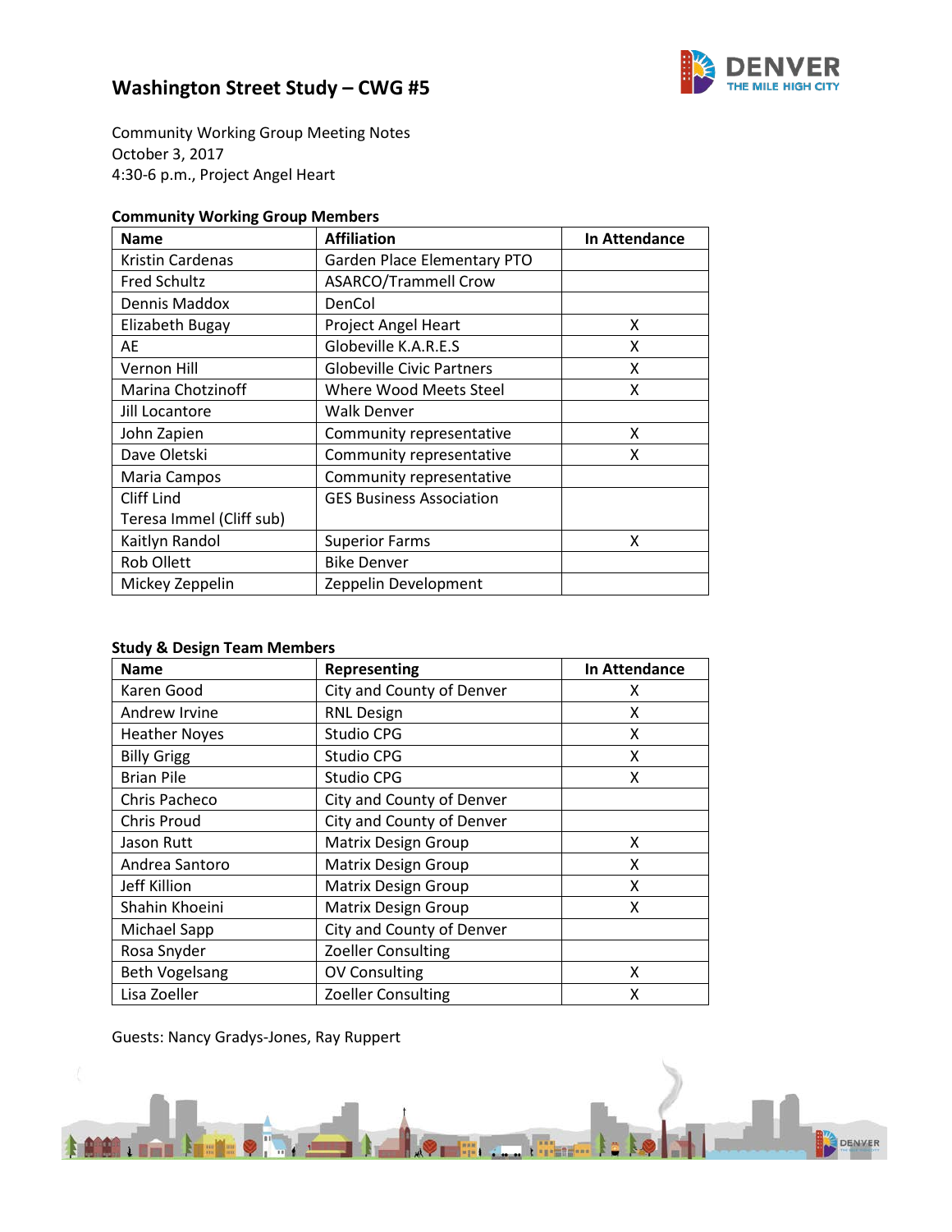# Washington Street Study – CWG #5

Community Working Group Meeting Notes
October 3, 2017
4:30-6 p.m., Project Angel Heart

**Community Working Group Members**

| Name | Affiliation | In Attendance |
|---|---|---|
| Kristin Cardenas | Garden Place Elementary PTO | |
| Fred Schultz | ASARCO/Trammell Crow | |
| Dennis Maddox | DenCol | |
| Elizabeth Bugay | Project Angel Heart | X |
| AE | Globeville K.A.R.E.S | X |
| Vernon Hill | Globeville Civic Partners | X |
| Marina Chotzinoff | Where Wood Meets Steel | X |
| Jill Locantore | Walk Denver | |
| John Zapien | Community representative | X |
| Dave Oletski | Community representative | X |
| Maria Campos | Community representative | |
| Cliff Lind<br>Teresa Immel (Cliff sub) | GES Business Association | |
| Kaitlyn Randol | Superior Farms | X |
| Rob Ollett | Bike Denver | |
| Mickey Zeppelin | Zeppelin Development | |

**Study & Design Team Members**

| Name | Representing | In Attendance |
|---|---|---|
| Karen Good | City and County of Denver | X |
| Andrew Irvine | RNL Design | X |
| Heather Noyes | Studio CPG | X |
| Billy Grigg | Studio CPG | X |
| Brian Pile | Studio CPG | X |
| Chris Pacheco | City and County of Denver | |
| Chris Proud | City and County of Denver | |
| Jason Rutt | Matrix Design Group | X |
| Andrea Santoro | Matrix Design Group | X |
| Jeff Killion | Matrix Design Group | X |
| Shahin Khoeini | Matrix Design Group | X |
| Michael Sapp | City and County of Denver | |
| Rosa Snyder | Zoeller Consulting | |
| Beth Vogelsang | OV Consulting | X |
| Lisa Zoeller | Zoeller Consulting | X |

Guests: Nancy Gradys-Jones, Ray Ruppert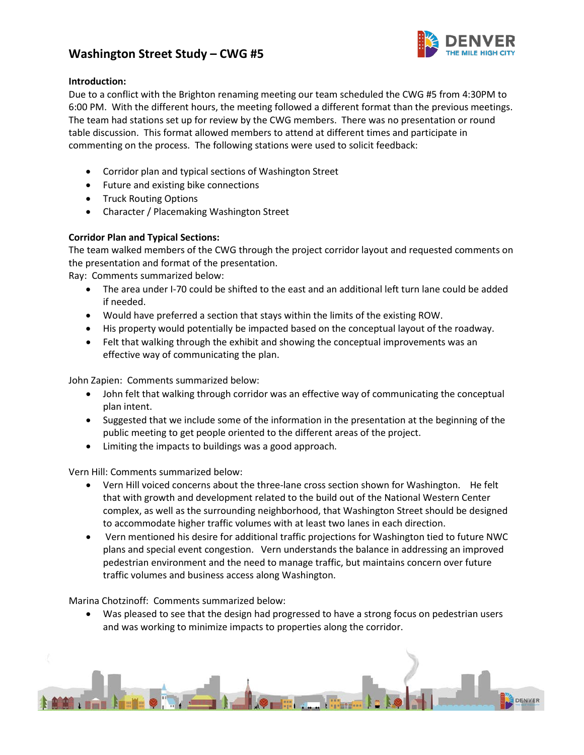# Washington Street Study – CWG #5

**Introduction:**
Due to a conflict with the Brighton renaming meeting our team scheduled the CWG #5 from 4:30PM to 6:00 PM. With the different hours, the meeting followed a different format than the previous meetings. The team had stations set up for review by the CWG members. There was no presentation or round table discussion. This format allowed members to attend at different times and participate in commenting on the process. The following stations were used to solicit feedback:

- Corridor plan and typical sections of Washington Street
- Future and existing bike connections
- Truck Routing Options
- Character / Placemaking Washington Street

**Corridor Plan and Typical Sections:**
The team walked members of the CWG through the project corridor layout and requested comments on the presentation and format of the presentation.
Ray: Comments summarized below:

- The area under I-70 could be shifted to the east and an additional left turn lane could be added if needed.
- Would have preferred a section that stays within the limits of the existing ROW.
- His property would potentially be impacted based on the conceptual layout of the roadway.
- Felt that walking through the exhibit and showing the conceptual improvements was an effective way of communicating the plan.

John Zapien: Comments summarized below:

- John felt that walking through corridor was an effective way of communicating the conceptual plan intent.
- Suggested that we include some of the information in the presentation at the beginning of the public meeting to get people oriented to the different areas of the project.
- Limiting the impacts to buildings was a good approach.

Vern Hill: Comments summarized below:

- Vern Hill voiced concerns about the three-lane cross section shown for Washington. He felt that with growth and development related to the build out of the National Western Center complex, as well as the surrounding neighborhood, that Washington Street should be designed to accommodate higher traffic volumes with at least two lanes in each direction.
- Vern mentioned his desire for additional traffic projections for Washington tied to future NWC plans and special event congestion. Vern understands the balance in addressing an improved pedestrian environment and the need to manage traffic, but maintains concern over future traffic volumes and business access along Washington.

Marina Chotzinoff: Comments summarized below:

- Was pleased to see that the design had progressed to have a strong focus on pedestrian users and was working to minimize impacts to properties along the corridor.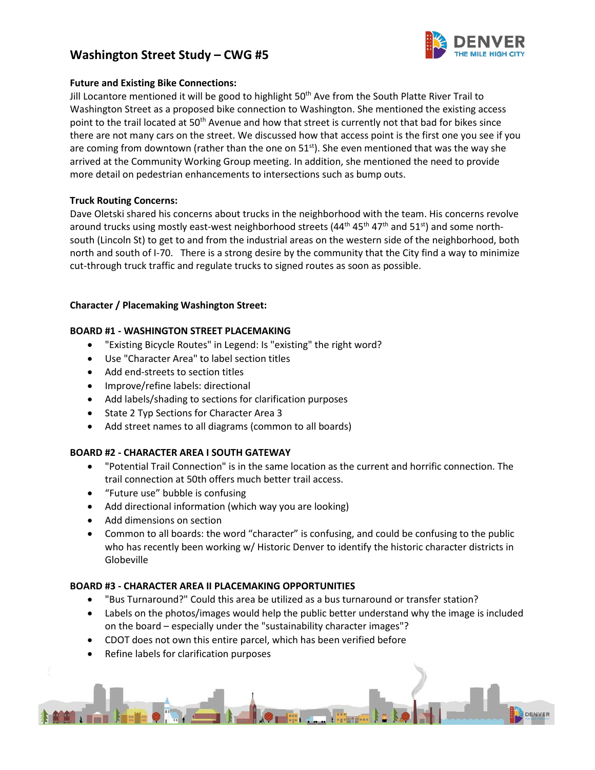**Future and Existing Bike Connections:**

Jill Locantore mentioned it will be good to highlight 50th Ave from the South Platte River Trail to Washington Street as a proposed bike connection to Washington. She mentioned the existing access point to the trail located at 50th Avenue and how that street is currently not that bad for bikes since there are not many cars on the street. We discussed how that access point is the first one you see if you are coming from downtown (rather than the one on 51st). She even mentioned that was the way she arrived at the Community Working Group meeting. In addition, she mentioned the need to provide more detail on pedestrian enhancements to intersections such as bump outs.

**Truck Routing Concerns:**

Dave Oletski shared his concerns about trucks in the neighborhood with the team. His concerns revolve around trucks using mostly east-west neighborhood streets (44th 45th 47th and 51st) and some north-south (Lincoln St) to get to and from the industrial areas on the western side of the neighborhood, both north and south of I-70. There is a strong desire by the community that the City find a way to minimize cut-through truck traffic and regulate trucks to signed routes as soon as possible.

**Character / Placemaking Washington Street:**

**BOARD #1 - WASHINGTON STREET PLACEMAKING**

- "Existing Bicycle Routes" in Legend: Is "existing" the right word?
- Use "Character Area" to label section titles
- Add end-streets to section titles
- Improve/refine labels: directional
- Add labels/shading to sections for clarification purposes
- State 2 Typ Sections for Character Area 3
- Add street names to all diagrams (common to all boards)

**BOARD #2 - CHARACTER AREA I SOUTH GATEWAY**

- "Potential Trail Connection" is in the same location as the current and horrific connection. The trail connection at 50th offers much better trail access.
- "Future use" bubble is confusing
- Add directional information (which way you are looking)
- Add dimensions on section
- Common to all boards: the word "character" is confusing, and could be confusing to the public who has recently been working w/ Historic Denver to identify the historic character districts in Globeville

**BOARD #3 - CHARACTER AREA II PLACEMAKING OPPORTUNITIES**

- "Bus Turnaround?" Could this area be utilized as a bus turnaround or transfer station?
- Labels on the photos/images would help the public better understand why the image is included on the board – especially under the "sustainability character images"?
- CDOT does not own this entire parcel, which has been verified before
- Refine labels for clarification purposes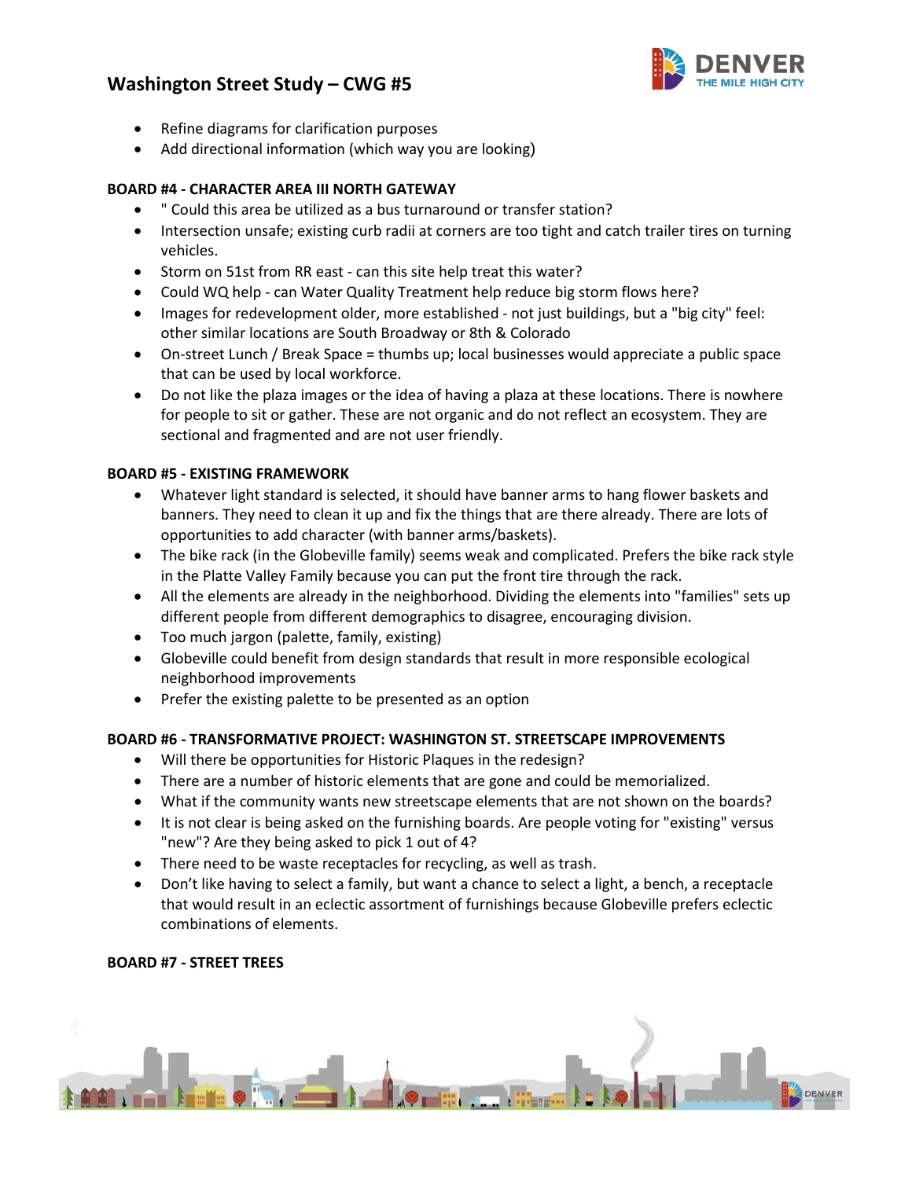- Refine diagrams for clarification purposes
- Add directional information (which way you are looking)

**BOARD #4 - CHARACTER AREA III NORTH GATEWAY**

- " Could this area be utilized as a bus turnaround or transfer station?
- Intersection unsafe; existing curb radii at corners are too tight and catch trailer tires on turning vehicles.
- Storm on 51st from RR east - can this site help treat this water?
- Could WQ help - can Water Quality Treatment help reduce big storm flows here?
- Images for redevelopment older, more established - not just buildings, but a "big city" feel: other similar locations are South Broadway or 8th & Colorado
- On-street Lunch / Break Space = thumbs up; local businesses would appreciate a public space that can be used by local workforce.
- Do not like the plaza images or the idea of having a plaza at these locations. There is nowhere for people to sit or gather. These are not organic and do not reflect an ecosystem. They are sectional and fragmented and are not user friendly.

**BOARD #5 - EXISTING FRAMEWORK**

- Whatever light standard is selected, it should have banner arms to hang flower baskets and banners. They need to clean it up and fix the things that are there already. There are lots of opportunities to add character (with banner arms/baskets).
- The bike rack (in the Globeville family) seems weak and complicated. Prefers the bike rack style in the Platte Valley Family because you can put the front tire through the rack.
- All the elements are already in the neighborhood. Dividing the elements into "families" sets up different people from different demographics to disagree, encouraging division.
- Too much jargon (palette, family, existing)
- Globeville could benefit from design standards that result in more responsible ecological neighborhood improvements
- Prefer the existing palette to be presented as an option

**BOARD #6 - TRANSFORMATIVE PROJECT: WASHINGTON ST. STREETSCAPE IMPROVEMENTS**

- Will there be opportunities for Historic Plaques in the redesign?
- There are a number of historic elements that are gone and could be memorialized.
- What if the community wants new streetscape elements that are not shown on the boards?
- It is not clear is being asked on the furnishing boards. Are people voting for "existing" versus "new"? Are they being asked to pick 1 out of 4?
- There need to be waste receptacles for recycling, as well as trash.
- Don't like having to select a family, but want a chance to select a light, a bench, a receptacle that would result in an eclectic assortment of furnishings because Globeville prefers eclectic combinations of elements.

**BOARD #7 - STREET TREES**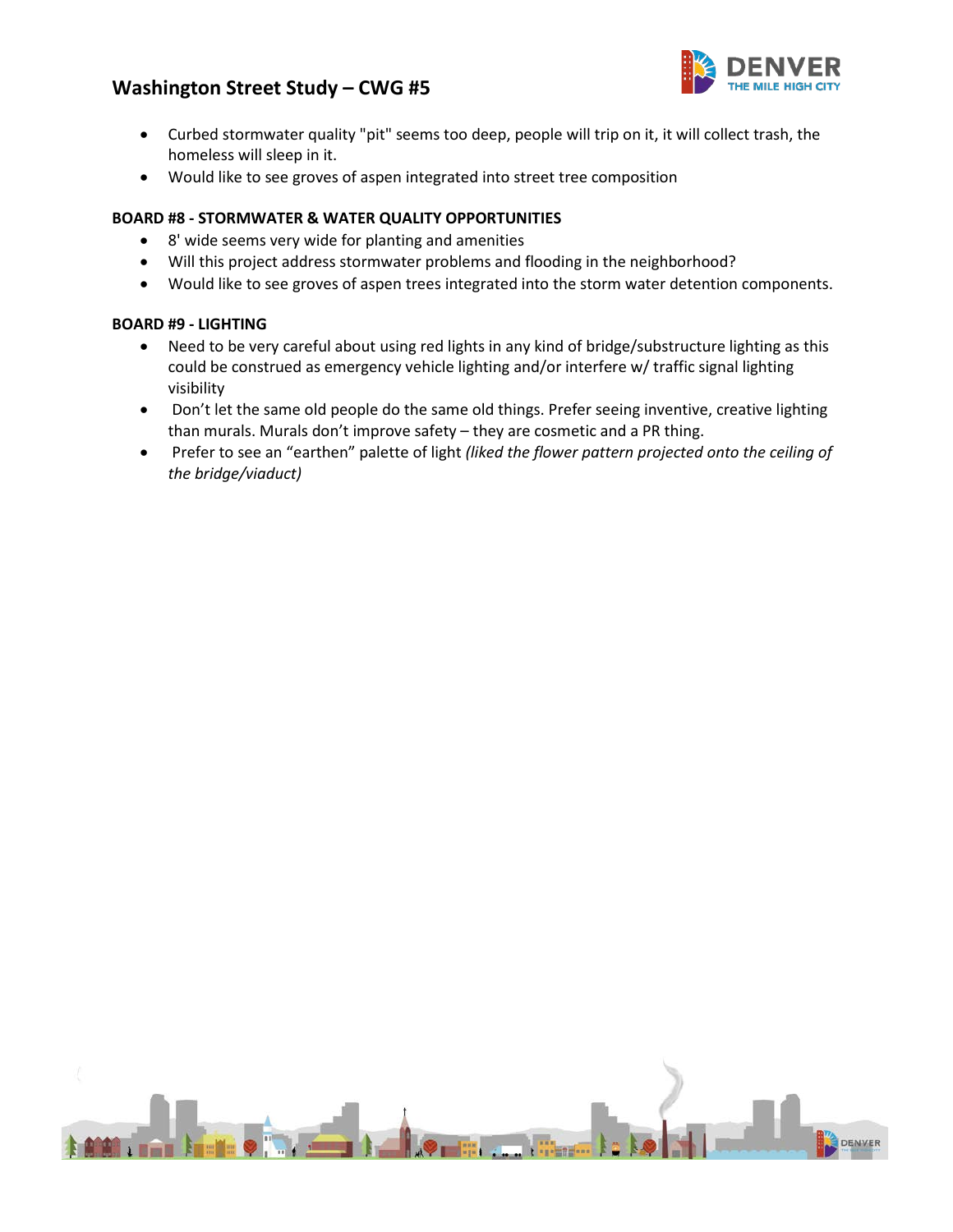- Curbed stormwater quality "pit" seems too deep, people will trip on it, it will collect trash, the homeless will sleep in it.
- Would like to see groves of aspen integrated into street tree composition

**BOARD #8 - STORMWATER & WATER QUALITY OPPORTUNITIES**

- 8' wide seems very wide for planting and amenities
- Will this project address stormwater problems and flooding in the neighborhood?
- Would like to see groves of aspen trees integrated into the storm water detention components.

**BOARD #9 - LIGHTING**

- Need to be very careful about using red lights in any kind of bridge/substructure lighting as this could be construed as emergency vehicle lighting and/or interfere w/ traffic signal lighting visibility
- Don't let the same old people do the same old things. Prefer seeing inventive, creative lighting than murals. Murals don't improve safety – they are cosmetic and a PR thing.
- Prefer to see an "earthen" palette of light *(liked the flower pattern projected onto the ceiling of the bridge/viaduct)*